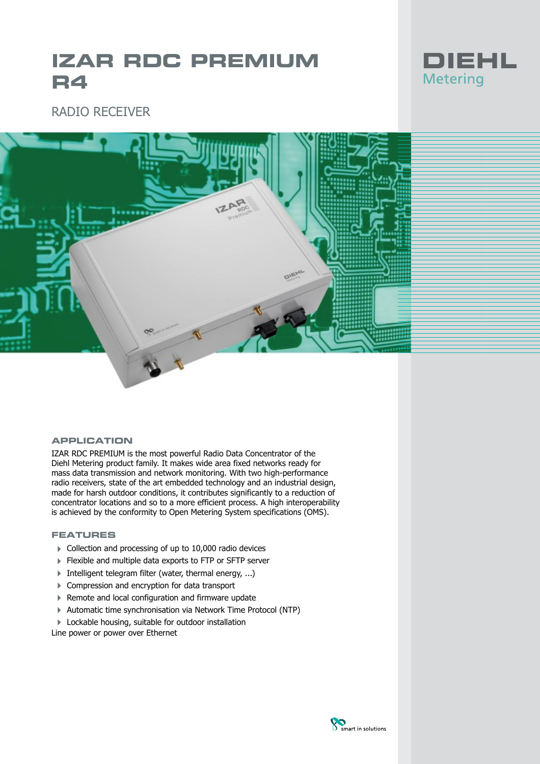# IZAR RDC PREMIUM R4

RADIO RECEIVER

DIEHL Metering

## APPLICATION

IZAR RDC PREMIUM is the most powerful Radio Data Concentrator of the Diehl Metering product family. It makes wide area fixed networks ready for mass data transmission and network monitoring. With two high-performance radio receivers, state of the art embedded technology and an industrial design, made for harsh outdoor conditions, it contributes significantly to a reduction of concentrator locations and so to a more efficient process. A high interoperability is achieved by the conformity to Open Metering System specifications (OMS).

## FEATURES

- Collection and processing of up to 10,000 radio devices
- Flexible and multiple data exports to FTP or SFTP server
- Intelligent telegram filter (water, thermal energy, ...)
- Compression and encryption for data transport
- Remote and local configuration and firmware update
- Automatic time synchronisation via Network Time Protocol (NTP)
- Lockable housing, suitable for outdoor installation

Line power or power over Ethernet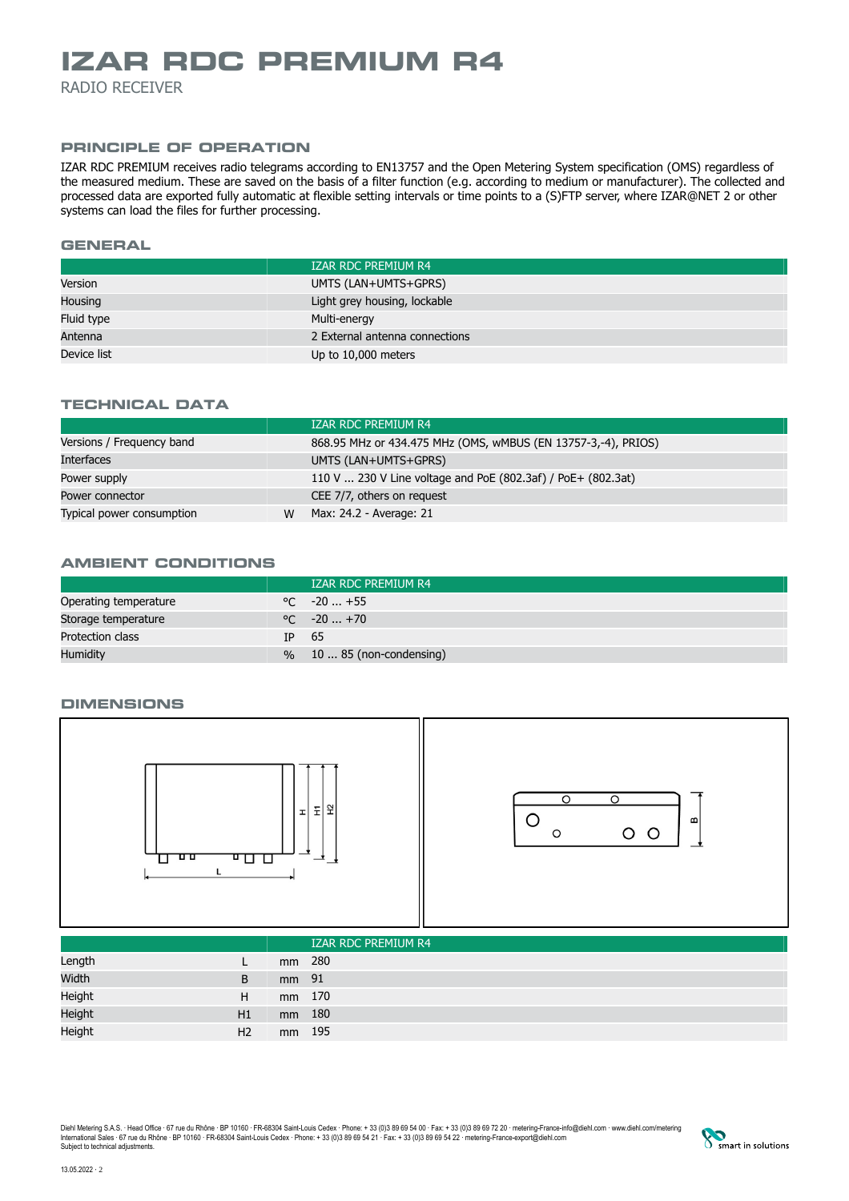# IZAR RDC PREMIUM R4

RADIO RECEIVER

## PRINCIPLE OF OPERATION

IZAR RDC PREMIUM receives radio telegrams according to EN13757 and the Open Metering System specification (OMS) regardless of the measured medium. These are saved on the basis of a filter function (e.g. according to medium or manufacturer). The collected and processed data are exported fully automatic at flexible setting intervals or time points to a (S)FTP server, where IZAR@NET 2 or other systems can load the files for further processing.

## GENERAL

| | IZAR RDC PREMIUM R4 |
|---|---|
| Version | UMTS (LAN+UMTS+GPRS) |
| Housing | Light grey housing, lockable |
| Fluid type | Multi-energy |
| Antenna | 2 External antenna connections |
| Device list | Up to 10,000 meters |

## TECHNICAL DATA

| | | IZAR RDC PREMIUM R4 |
|---|---|---|
| Versions / Frequency band | | 868.95 MHz or 434.475 MHz (OMS, wMBUS (EN 13757-3,-4), PRIOS) |
| Interfaces | | UMTS (LAN+UMTS+GPRS) |
| Power supply | | 110 V ... 230 V Line voltage and PoE (802.3af) / PoE+ (802.3at) |
| Power connector | | CEE 7/7, others on request |
| Typical power consumption | W | Max: 24.2 - Average: 21 |

## AMBIENT CONDITIONS

| | | IZAR RDC PREMIUM R4 |
|---|---|---|
| Operating temperature | °C | -20 ... +55 |
| Storage temperature | °C | -20 ... +70 |
| Protection class | IP | 65 |
| Humidity | % | 10 ... 85 (non-condensing) |

## DIMENSIONS

H
H1
H2
L
B

| | | | IZAR RDC PREMIUM R4 |
|---|---|---|---|
| Length | L | mm | 280 |
| Width | B | mm | 91 |
| Height | H | mm | 170 |
| Height | H1 | mm | 180 |
| Height | H2 | mm | 195 |

Diehl Metering S.A.S. · Head Office · 67 rue du Rhône · BP 10160 · FR-68304 Saint-Louis Cedex · Phone: + 33 (0)3 89 69 54 00 · Fax: + 33 (0)3 89 69 72 20 · metering-France-info@diehl.com · www.diehl.com/metering
International Sales · 67 rue du Rhône · BP 10160 · FR-68304 Saint-Louis Cedex · Phone: + 33 (0)3 89 69 54 21 · Fax: + 33 (0)3 89 69 54 22 · metering-France-export@diehl.com
Subject to technical adjustments.

smart in solutions

13.05.2022